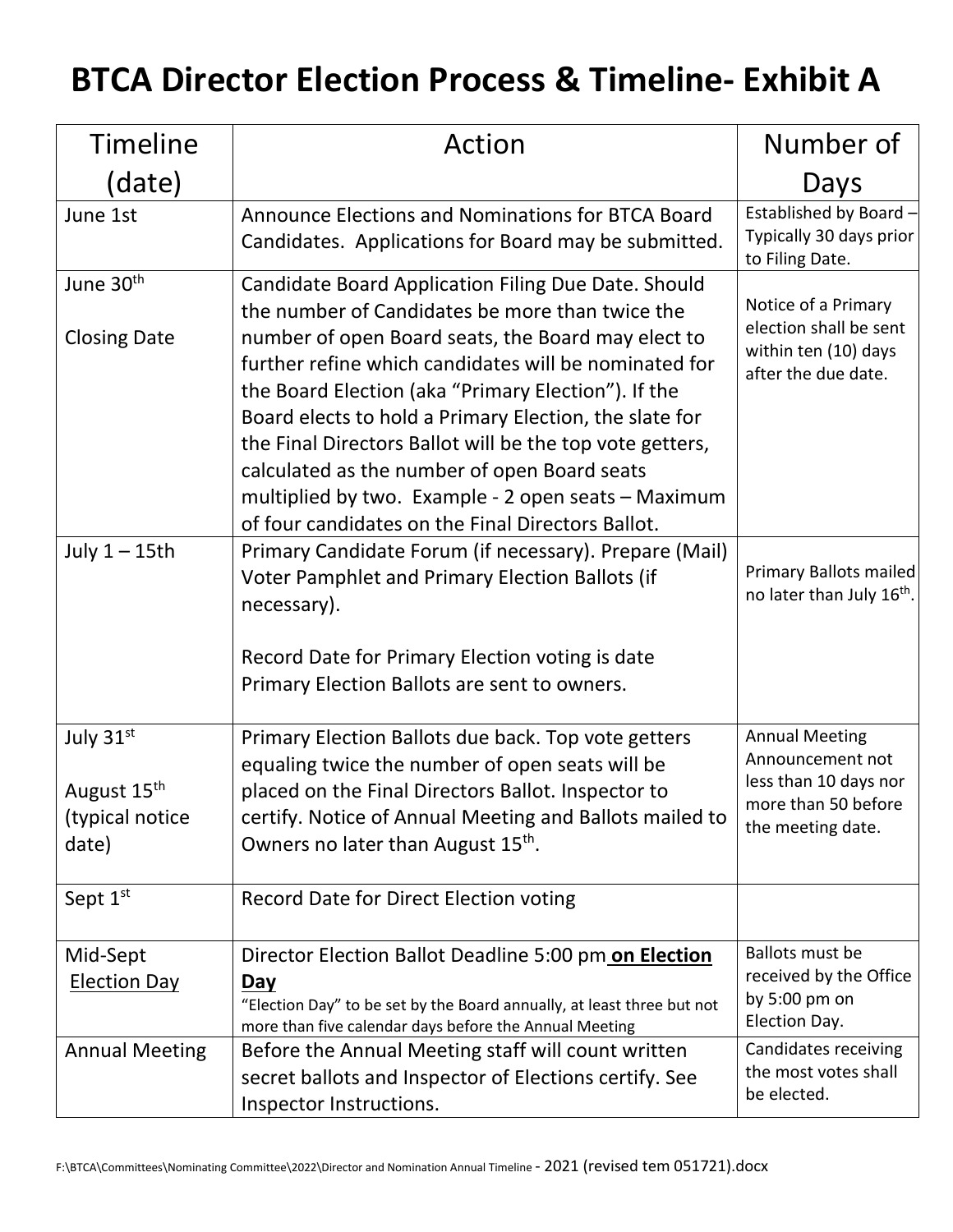# BTCA Director Election Process & Timeline- Exhibit A

| Timeline (date) | Action | Number of Days |
|---|---|---|
| June 1st | Announce Elections and Nominations for BTCA Board Candidates. Applications for Board may be submitted. | Established by Board – Typically 30 days prior to Filing Date. |
| June 30th<br><br>Closing Date | Candidate Board Application Filing Due Date. Should the number of Candidates be more than twice the number of open Board seats, the Board may elect to further refine which candidates will be nominated for the Board Election (aka "Primary Election"). If the Board elects to hold a Primary Election, the slate for the Final Directors Ballot will be the top vote getters, calculated as the number of open Board seats multiplied by two. Example - 2 open seats – Maximum of four candidates on the Final Directors Ballot. | Notice of a Primary election shall be sent within ten (10) days after the due date. |
| July 1 – 15th | Primary Candidate Forum (if necessary). Prepare (Mail) Voter Pamphlet and Primary Election Ballots (if necessary).<br><br>Record Date for Primary Election voting is date Primary Election Ballots are sent to owners. | Primary Ballots mailed no later than July 16th. |
| July 31st<br><br>August 15th (typical notice date) | Primary Election Ballots due back. Top vote getters equaling twice the number of open seats will be placed on the Final Directors Ballot. Inspector to certify. Notice of Annual Meeting and Ballots mailed to Owners no later than August 15th. | Annual Meeting Announcement not less than 10 days nor more than 50 before the meeting date. |
| Sept 1st | Record Date for Direct Election voting | |
| Mid-Sept<br>Election Day | Director Election Ballot Deadline 5:00 pm **on Election Day**<br>"Election Day" to be set by the Board annually, at least three but not more than five calendar days before the Annual Meeting | Ballots must be received by the Office by 5:00 pm on Election Day. |
| Annual Meeting | Before the Annual Meeting staff will count written secret ballots and Inspector of Elections certify. See Inspector Instructions. | Candidates receiving the most votes shall be elected. |

F:\BTCA\Committees\Nominating Committee\2022\Director and Nomination Annual Timeline - 2021 (revised tem 051721).docx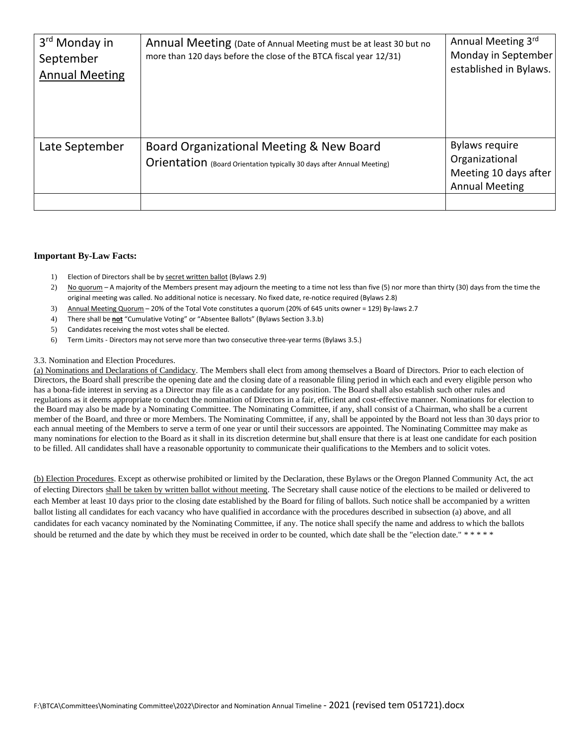| | | |
|---|---|---|
| 3[rd] Monday in September <u>Annual Meeting</u> | Annual Meeting (Date of Annual Meeting must be at least 30 but no more than 120 days before the close of the BTCA fiscal year 12/31) | Annual Meeting 3[rd] Monday in September established in Bylaws. |
| Late September | Board Organizational Meeting & New Board Orientation (Board Orientation typically 30 days after Annual Meeting) | Bylaws require Organizational Meeting 10 days after Annual Meeting |
| | | |

**Important By-Law Facts:**

1) Election of Directors shall be by <u>secret written ballot</u> (Bylaws 2.9)
2) <u>No quorum</u> – A majority of the Members present may adjourn the meeting to a time not less than five (5) nor more than thirty (30) days from the time the original meeting was called. No additional notice is necessary. No fixed date, re-notice required (Bylaws 2.8)
3) <u>Annual Meeting Quorum</u> – 20% of the Total Vote constitutes a quorum (20% of 645 units owner = 129) By-laws 2.7
4) There shall be **<u>not</u>** "Cumulative Voting" or "Absentee Ballots" (Bylaws Section 3.3.b)
5) Candidates receiving the most votes shall be elected.
6) Term Limits - Directors may not serve more than two consecutive three-year terms (Bylaws 3.5.)

3.3. Nomination and Election Procedures.

<u>(a) Nominations and Declarations of Candidacy</u>. The Members shall elect from among themselves a Board of Directors. Prior to each election of Directors, the Board shall prescribe the opening date and the closing date of a reasonable filing period in which each and every eligible person who has a bona-fide interest in serving as a Director may file as a candidate for any position. The Board shall also establish such other rules and regulations as it deems appropriate to conduct the nomination of Directors in a fair, efficient and cost-effective manner. Nominations for election to the Board may also be made by a Nominating Committee. The Nominating Committee, if any, shall consist of a Chairman, who shall be a current member of the Board, and three or more Members. The Nominating Committee, if any, shall be appointed by the Board not less than 30 days prior to each annual meeting of the Members to serve a term of one year or until their successors are appointed. The Nominating Committee may make as many nominations for election to the Board as it shall in its discretion determine but shall ensure that there is at least one candidate for each position to be filled. All candidates shall have a reasonable opportunity to communicate their qualifications to the Members and to solicit votes.

<u>(b) Election Procedures</u>. Except as otherwise prohibited or limited by the Declaration, these Bylaws or the Oregon Planned Community Act, the act of electing Directors <u>shall be taken by written ballot without meeting</u>. The Secretary shall cause notice of the elections to be mailed or delivered to each Member at least 10 days prior to the closing date established by the Board for filing of ballots. Such notice shall be accompanied by a written ballot listing all candidates for each vacancy who have qualified in accordance with the procedures described in subsection (a) above, and all candidates for each vacancy nominated by the Nominating Committee, if any. The notice shall specify the name and address to which the ballots should be returned and the date by which they must be received in order to be counted, which date shall be the "election date." * * * * *